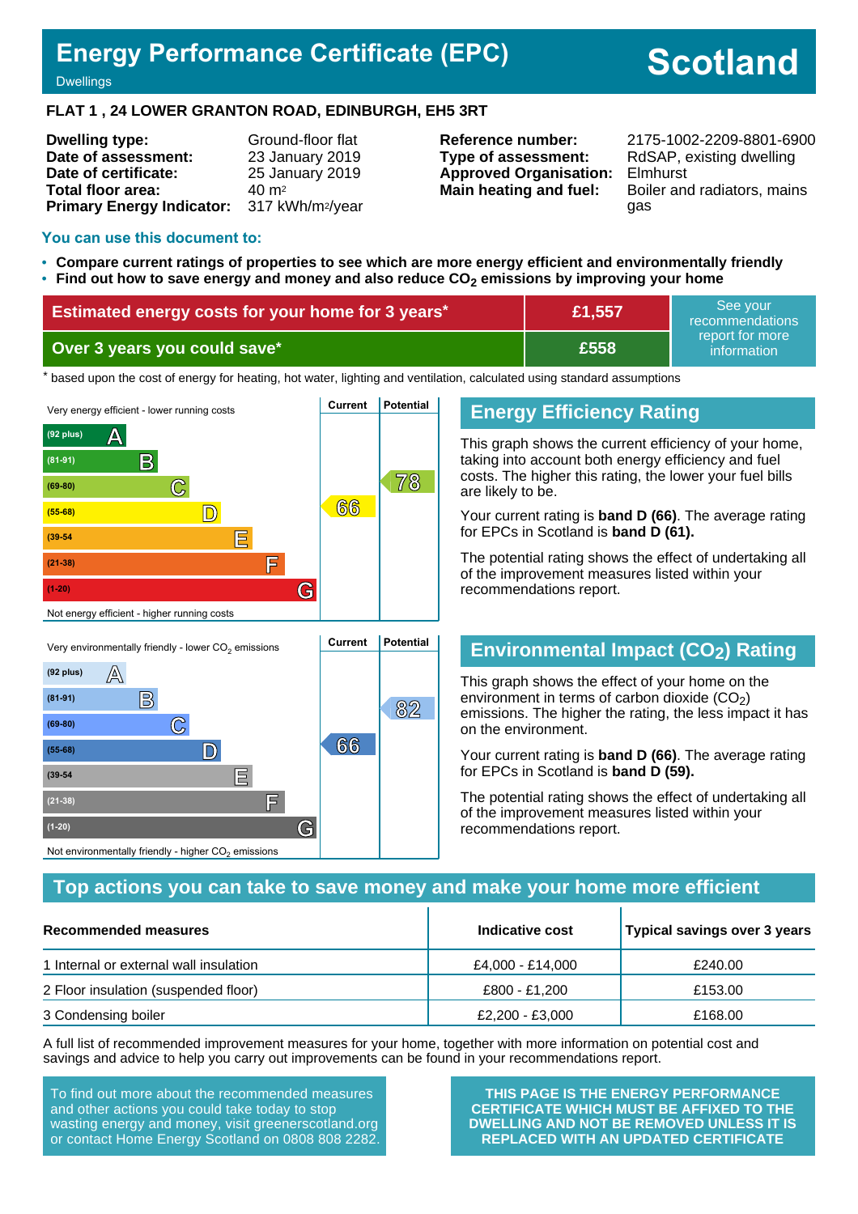# Energy Performance Certificate (EPC)

Dwellings

**Scotland**

## FLAT 1 , 24 LOWER GRANTON ROAD, EDINBURGH, EH5 3RT

| | | | |
|---|---|---|---|
| **Dwelling type:** | Ground-floor flat | **Reference number:** | 2175-1002-2209-8801-6900 |
| **Date of assessment:** | 23 January 2019 | **Type of assessment:** | RdSAP, existing dwelling |
| **Date of certificate:** | 25 January 2019 | **Approved Organisation:** | Elmhurst |
| **Total floor area:** | 40 m² | **Main heating and fuel:** | Boiler and radiators, mains gas |
| **Primary Energy Indicator:** | 317 kWh/m²/year | | |

### You can use this document to:

- **Compare current ratings of properties to see which are more energy efficient and environmentally friendly**
- **Find out how to save energy and money and also reduce $CO_2$ emissions by improving your home**

| | | |
|---|---|---|
| **Estimated energy costs for your home for 3 years*** | **£1,557** | See your recommendations report for more information |
| **Over 3 years you could save*** | **£558** | |

* based upon the cost of energy for heating, hot water, lighting and ventilation, calculated using standard assumptions

| Very energy efficient - lower running costs | Current | Potential |
|---|---|---|
| (92 plus) A | | |
| (81-91) B | | |
| (69-80) C | | 78 |
| (55-68) D | 66 | |
| (39-54 E | | |
| (21-38) F | | |
| (1-20) G | | |
| Not energy efficient - higher running costs | | |

## Energy Efficiency Rating

This graph shows the current efficiency of your home, taking into account both energy efficiency and fuel costs. The higher this rating, the lower your fuel bills are likely to be.

Your current rating is **band D (66)**. The average rating for EPCs in Scotland is **band D (61).**

The potential rating shows the effect of undertaking all of the improvement measures listed within your recommendations report.

| Very environmentally friendly - lower $CO_2$ emissions | Current | Potential |
|---|---|---|
| (92 plus) A | | |
| (81-91) B | | 82 |
| (69-80) C | | |
| (55-68) D | 66 | |
| (39-54 E | | |
| (21-38) F | | |
| (1-20) G | | |
| Not environmentally friendly - higher $CO_2$ emissions | | |

## Environmental Impact ($CO_2$) Rating

This graph shows the effect of your home on the environment in terms of carbon dioxide ($CO_2$) emissions. The higher the rating, the less impact it has on the environment.

Your current rating is **band D (66)**. The average rating for EPCs in Scotland is **band D (59).**

The potential rating shows the effect of undertaking all of the improvement measures listed within your recommendations report.

## Top actions you can take to save money and make your home more efficient

| Recommended measures | Indicative cost | Typical savings over 3 years |
|---|---|---|
| 1 Internal or external wall insulation | £4,000 - £14,000 | £240.00 |
| 2 Floor insulation (suspended floor) | £800 - £1,200 | £153.00 |
| 3 Condensing boiler | £2,200 - £3,000 | £168.00 |

A full list of recommended improvement measures for your home, together with more information on potential cost and savings and advice to help you carry out improvements can be found in your recommendations report.

To find out more about the recommended measures and other actions you could take today to stop wasting energy and money, visit greenerscotland.org or contact Home Energy Scotland on 0808 808 2282.

**THIS PAGE IS THE ENERGY PERFORMANCE CERTIFICATE WHICH MUST BE AFFIXED TO THE DWELLING AND NOT BE REMOVED UNLESS IT IS REPLACED WITH AN UPDATED CERTIFICATE**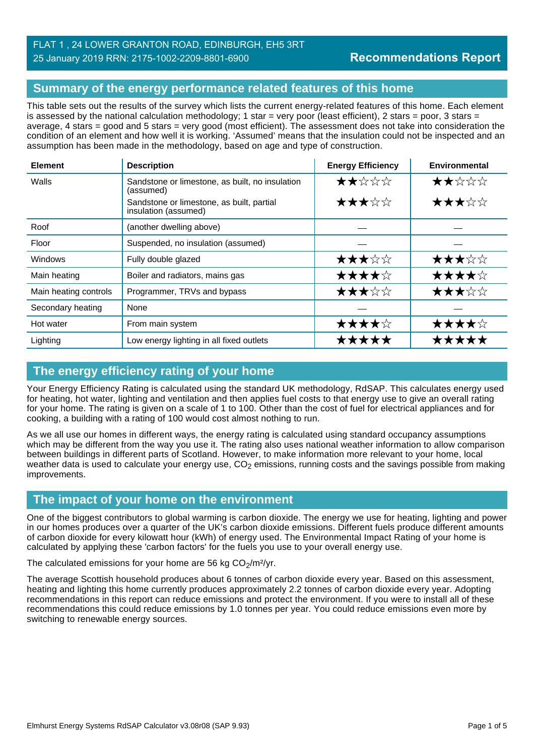FLAT 1 , 24 LOWER GRANTON ROAD, EDINBURGH, EH5 3RT
25 January 2019 RRN: 2175-1002-2209-8801-6900

**Recommendations Report**

## Summary of the energy performance related features of this home

This table sets out the results of the survey which lists the current energy-related features of this home. Each element is assessed by the national calculation methodology; 1 star = very poor (least efficient), 2 stars = poor, 3 stars = average, 4 stars = good and 5 stars = very good (most efficient). The assessment does not take into consideration the condition of an element and how well it is working. 'Assumed' means that the insulation could not be inspected and an assumption has been made in the methodology, based on age and type of construction.

| Element | Description | Energy Efficiency | Environmental |
|---|---|---|---|
| Walls | Sandstone or limestone, as built, no insulation (assumed) | ★★☆☆☆ | ★★☆☆☆ |
| | Sandstone or limestone, as built, partial insulation (assumed) | ★★★☆☆ | ★★★☆☆ |
| Roof | (another dwelling above) | — | — |
| Floor | Suspended, no insulation (assumed) | — | — |
| Windows | Fully double glazed | ★★★☆☆ | ★★★☆☆ |
| Main heating | Boiler and radiators, mains gas | ★★★★☆ | ★★★★☆ |
| Main heating controls | Programmer, TRVs and bypass | ★★★☆☆ | ★★★☆☆ |
| Secondary heating | None | — | — |
| Hot water | From main system | ★★★★☆ | ★★★★☆ |
| Lighting | Low energy lighting in all fixed outlets | ★★★★★ | ★★★★★ |

## The energy efficiency rating of your home

Your Energy Efficiency Rating is calculated using the standard UK methodology, RdSAP. This calculates energy used for heating, hot water, lighting and ventilation and then applies fuel costs to that energy use to give an overall rating for your home. The rating is given on a scale of 1 to 100. Other than the cost of fuel for electrical appliances and for cooking, a building with a rating of 100 would cost almost nothing to run.

As we all use our homes in different ways, the energy rating is calculated using standard occupancy assumptions which may be different from the way you use it. The rating also uses national weather information to allow comparison between buildings in different parts of Scotland. However, to make information more relevant to your home, local weather data is used to calculate your energy use, $CO_2$ emissions, running costs and the savings possible from making improvements.

## The impact of your home on the environment

One of the biggest contributors to global warming is carbon dioxide. The energy we use for heating, lighting and power in our homes produces over a quarter of the UK's carbon dioxide emissions. Different fuels produce different amounts of carbon dioxide for every kilowatt hour (kWh) of energy used. The Environmental Impact Rating of your home is calculated by applying these 'carbon factors' for the fuels you use to your overall energy use.

The calculated emissions for your home are 56 kg $CO_2/m^2/yr$.

The average Scottish household produces about 6 tonnes of carbon dioxide every year. Based on this assessment, heating and lighting this home currently produces approximately 2.2 tonnes of carbon dioxide every year. Adopting recommendations in this report can reduce emissions and protect the environment. If you were to install all of these recommendations this could reduce emissions by 1.0 tonnes per year. You could reduce emissions even more by switching to renewable energy sources.

Elmhurst Energy Systems RdSAP Calculator v3.08r08 (SAP 9.93)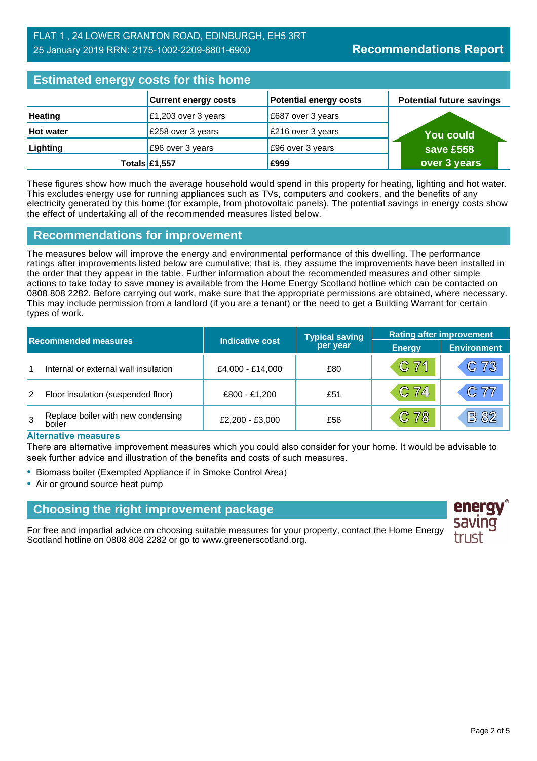FLAT 1 , 24 LOWER GRANTON ROAD, EDINBURGH, EH5 3RT
25 January 2019 RRN: 2175-1002-2209-8801-6900

**Recommendations Report**

## Estimated energy costs for this home

| | Current energy costs | Potential energy costs | Potential future savings |
|---|---|---|---|
| **Heating** | £1,203 over 3 years | £687 over 3 years | You could save £558 over 3 years |
| **Hot water** | £258 over 3 years | £216 over 3 years | |
| **Lighting** | £96 over 3 years | £96 over 3 years | |
| **Totals** | **£1,557** | **£999** | |

These figures show how much the average household would spend in this property for heating, lighting and hot water. This excludes energy use for running appliances such as TVs, computers and cookers, and the benefits of any electricity generated by this home (for example, from photovoltaic panels). The potential savings in energy costs show the effect of undertaking all of the recommended measures listed below.

## Recommendations for improvement

The measures below will improve the energy and environmental performance of this dwelling. The performance ratings after improvements listed below are cumulative; that is, they assume the improvements have been installed in the order that they appear in the table. Further information about the recommended measures and other simple actions to take today to save money is available from the Home Energy Scotland hotline which can be contacted on 0808 808 2282. Before carrying out work, make sure that the appropriate permissions are obtained, where necessary. This may include permission from a landlord (if you are a tenant) or the need to get a Building Warrant for certain types of work.

| | Recommended measures | Indicative cost | Typical saving per year | Rating after improvement | |
|---|---|---|---|---|---|
| | | | | Energy | Environment |
| 1 | Internal or external wall insulation | £4,000 - £14,000 | £80 | C 71 | C 73 |
| 2 | Floor insulation (suspended floor) | £800 - £1,200 | £51 | C 74 | C 77 |
| 3 | Replace boiler with new condensing boiler | £2,200 - £3,000 | £56 | C 78 | B 82 |

### Alternative measures

There are alternative improvement measures which you could also consider for your home. It would be advisable to seek further advice and illustration of the benefits and costs of such measures.

- Biomass boiler (Exempted Appliance if in Smoke Control Area)
- Air or ground source heat pump

## Choosing the right improvement package

For free and impartial advice on choosing suitable measures for your property, contact the Home Energy Scotland hotline on 0808 808 2282 or go to www.greenerscotland.org.

energy saving trust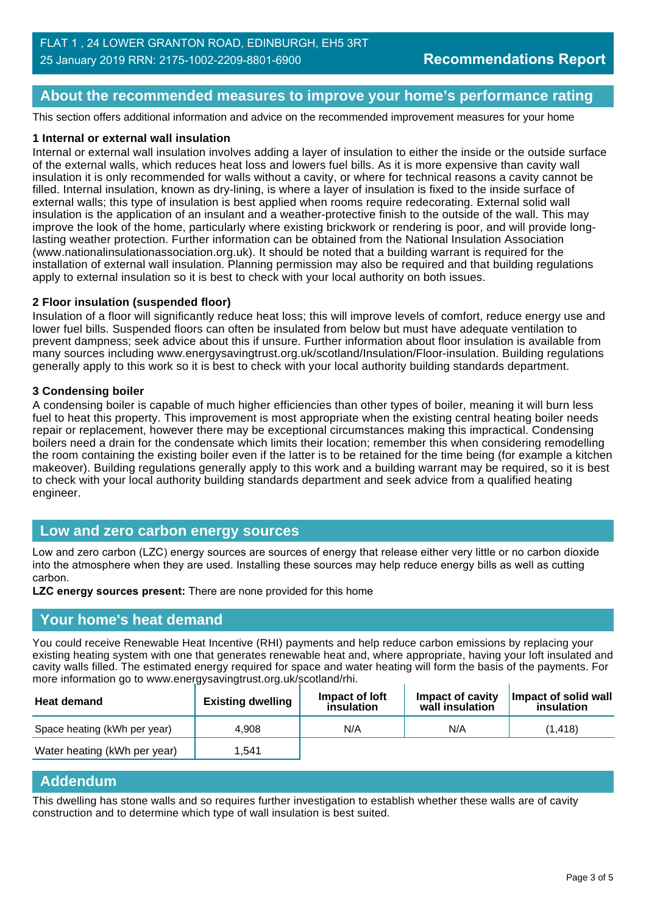FLAT 1 , 24 LOWER GRANTON ROAD, EDINBURGH, EH5 3RT
25 January 2019 RRN: 2175-1002-2209-8801-6900

**Recommendations Report**

## About the recommended measures to improve your home's performance rating

This section offers additional information and advice on the recommended improvement measures for your home

**1 Internal or external wall insulation**

Internal or external wall insulation involves adding a layer of insulation to either the inside or the outside surface of the external walls, which reduces heat loss and lowers fuel bills. As it is more expensive than cavity wall insulation it is only recommended for walls without a cavity, or where for technical reasons a cavity cannot be filled. Internal insulation, known as dry-lining, is where a layer of insulation is fixed to the inside surface of external walls; this type of insulation is best applied when rooms require redecorating. External solid wall insulation is the application of an insulant and a weather-protective finish to the outside of the wall. This may improve the look of the home, particularly where existing brickwork or rendering is poor, and will provide long-lasting weather protection. Further information can be obtained from the National Insulation Association (www.nationalinsulationassociation.org.uk). It should be noted that a building warrant is required for the installation of external wall insulation. Planning permission may also be required and that building regulations apply to external insulation so it is best to check with your local authority on both issues.

**2 Floor insulation (suspended floor)**

Insulation of a floor will significantly reduce heat loss; this will improve levels of comfort, reduce energy use and lower fuel bills. Suspended floors can often be insulated from below but must have adequate ventilation to prevent dampness; seek advice about this if unsure. Further information about floor insulation is available from many sources including www.energysavingtrust.org.uk/scotland/Insulation/Floor-insulation. Building regulations generally apply to this work so it is best to check with your local authority building standards department.

**3 Condensing boiler**

A condensing boiler is capable of much higher efficiencies than other types of boiler, meaning it will burn less fuel to heat this property. This improvement is most appropriate when the existing central heating boiler needs repair or replacement, however there may be exceptional circumstances making this impractical. Condensing boilers need a drain for the condensate which limits their location; remember this when considering remodelling the room containing the existing boiler even if the latter is to be retained for the time being (for example a kitchen makeover). Building regulations generally apply to this work and a building warrant may be required, so it is best to check with your local authority building standards department and seek advice from a qualified heating engineer.

## Low and zero carbon energy sources

Low and zero carbon (LZC) energy sources are sources of energy that release either very little or no carbon dioxide into the atmosphere when they are used. Installing these sources may help reduce energy bills as well as cutting carbon.

**LZC energy sources present:** There are none provided for this home

## Your home's heat demand

You could receive Renewable Heat Incentive (RHI) payments and help reduce carbon emissions by replacing your existing heating system with one that generates renewable heat and, where appropriate, having your loft insulated and cavity walls filled. The estimated energy required for space and water heating will form the basis of the payments. For more information go to www.energysavingtrust.org.uk/scotland/rhi.

| Heat demand | Existing dwelling | Impact of loft insulation | Impact of cavity wall insulation | Impact of solid wall insulation |
|---|---|---|---|---|
| Space heating (kWh per year) | 4,908 | N/A | N/A | (1,418) |
| Water heating (kWh per year) | 1,541 | | | |

## Addendum

This dwelling has stone walls and so requires further investigation to establish whether these walls are of cavity construction and to determine which type of wall insulation is best suited.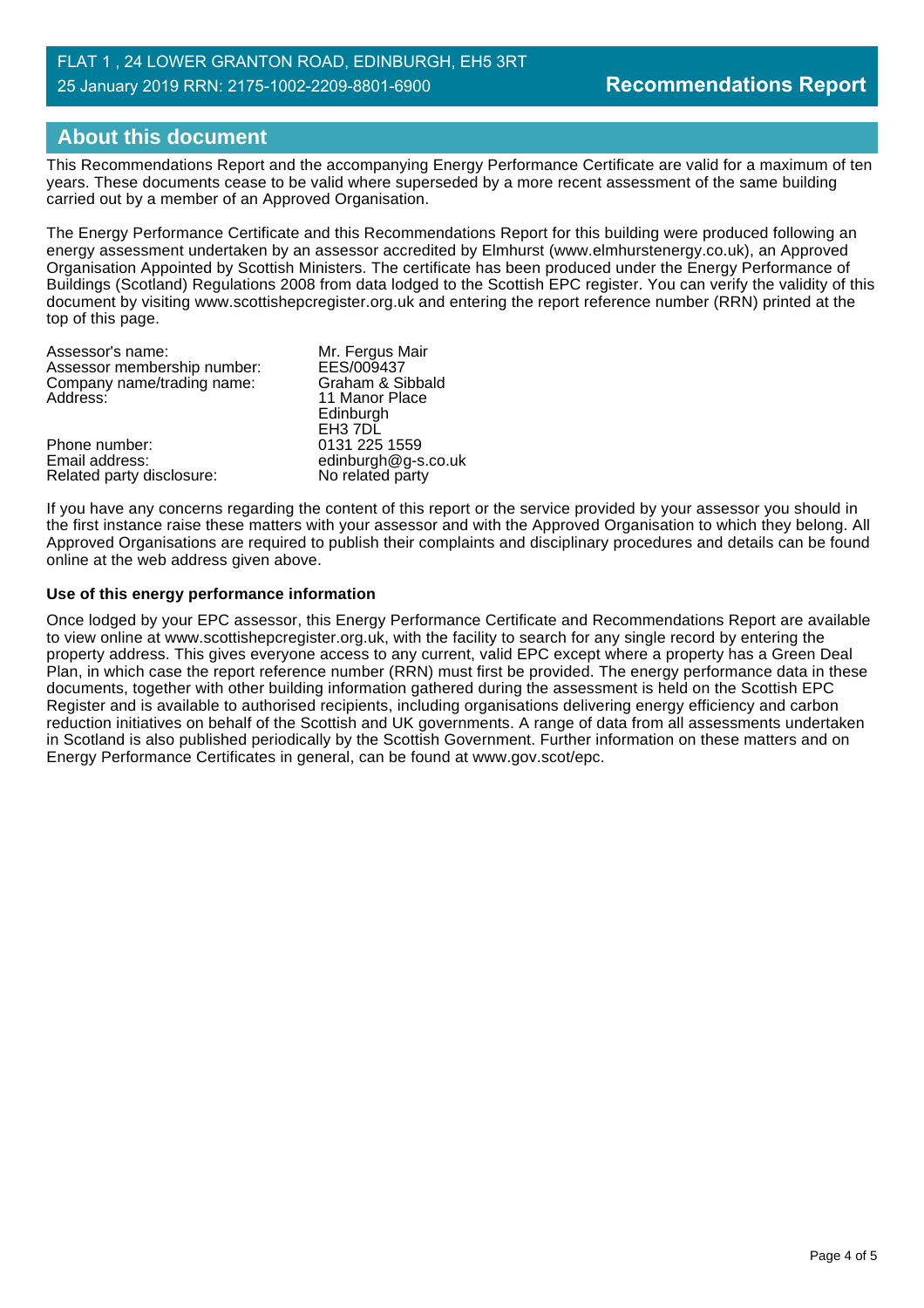## About this document

This Recommendations Report and the accompanying Energy Performance Certificate are valid for a maximum of ten years. These documents cease to be valid where superseded by a more recent assessment of the same building carried out by a member of an Approved Organisation.

The Energy Performance Certificate and this Recommendations Report for this building were produced following an energy assessment undertaken by an assessor accredited by Elmhurst (www.elmhurstenergy.co.uk), an Approved Organisation Appointed by Scottish Ministers. The certificate has been produced under the Energy Performance of Buildings (Scotland) Regulations 2008 from data lodged to the Scottish EPC register. You can verify the validity of this document by visiting www.scottishepcregister.org.uk and entering the report reference number (RRN) printed at the top of this page.

| | |
|---|---|
| Assessor's name: | Mr. Fergus Mair |
| Assessor membership number: | EES/009437 |
| Company name/trading name: | Graham & Sibbald |
| Address: | 11 Manor Place<br>Edinburgh<br>EH3 7DL |
| Phone number: | 0131 225 1559 |
| Email address: | edinburgh@g-s.co.uk |
| Related party disclosure: | No related party |

If you have any concerns regarding the content of this report or the service provided by your assessor you should in the first instance raise these matters with your assessor and with the Approved Organisation to which they belong. All Approved Organisations are required to publish their complaints and disciplinary procedures and details can be found online at the web address given above.

**Use of this energy performance information**

Once lodged by your EPC assessor, this Energy Performance Certificate and Recommendations Report are available to view online at www.scottishepcregister.org.uk, with the facility to search for any single record by entering the property address. This gives everyone access to any current, valid EPC except where a property has a Green Deal Plan, in which case the report reference number (RRN) must first be provided. The energy performance data in these documents, together with other building information gathered during the assessment is held on the Scottish EPC Register and is available to authorised recipients, including organisations delivering energy efficiency and carbon reduction initiatives on behalf of the Scottish and UK governments. A range of data from all assessments undertaken in Scotland is also published periodically by the Scottish Government. Further information on these matters and on Energy Performance Certificates in general, can be found at www.gov.scot/epc.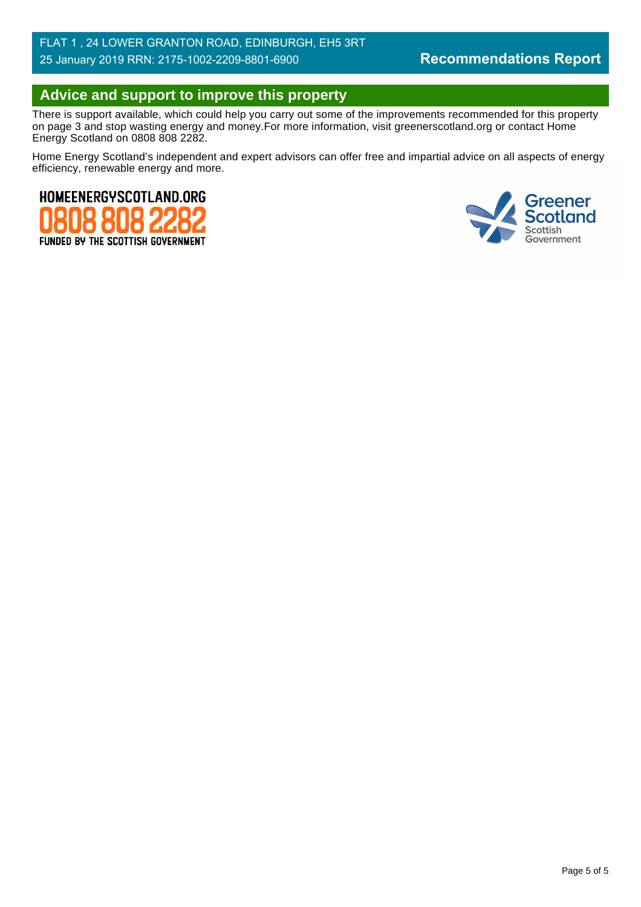## Advice and support to improve this property

There is support available, which could help you carry out some of the improvements recommended for this property on page 3 and stop wasting energy and money.For more information, visit greenerscotland.org or contact Home Energy Scotland on 0808 808 2282.

Home Energy Scotland's independent and expert advisors can offer free and impartial advice on all aspects of energy efficiency, renewable energy and more.

HOMEENERGYSCOTLAND.ORG
0808 808 2282
FUNDED BY THE SCOTTISH GOVERNMENT

Greener Scotland
Scottish Government